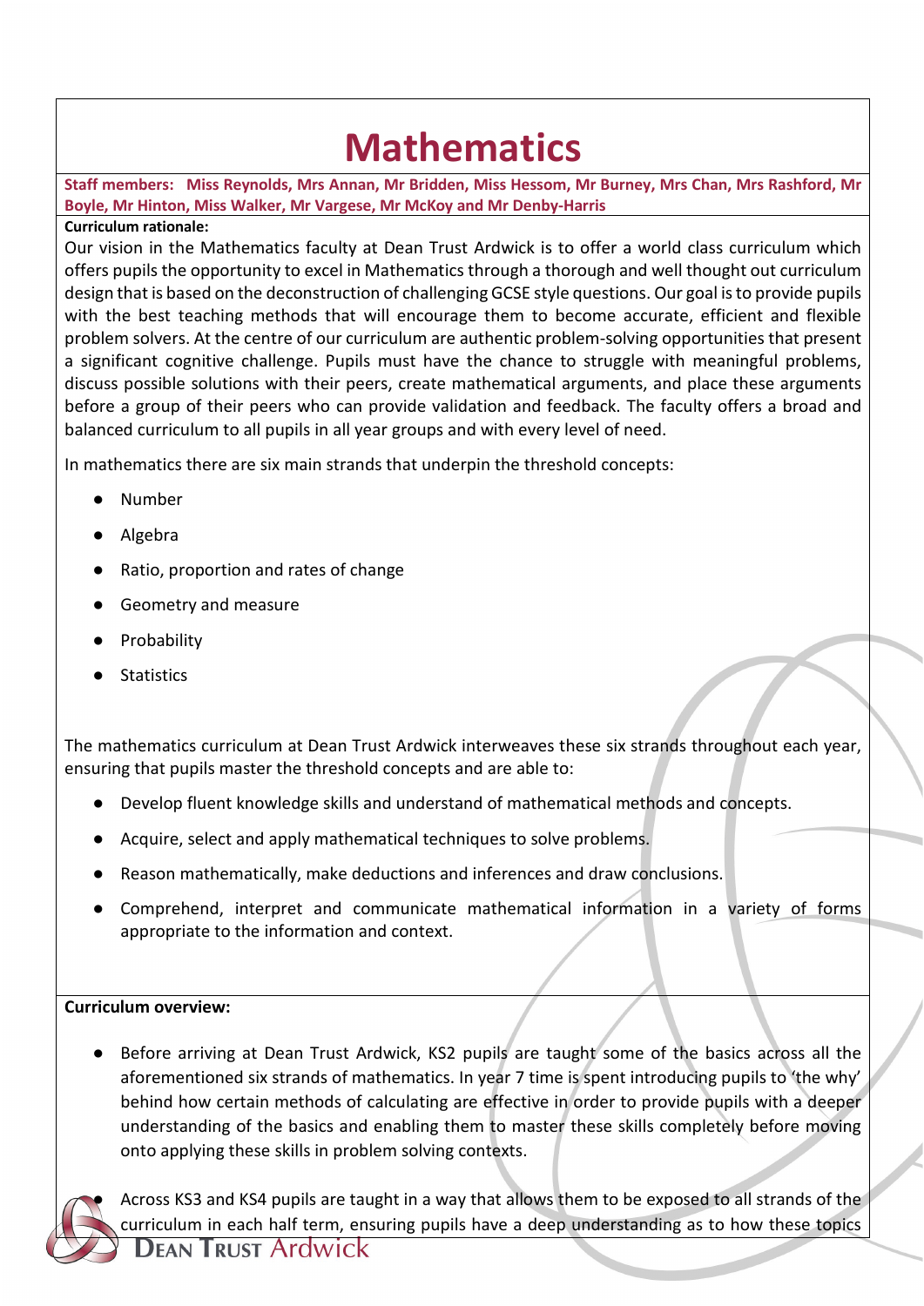# Mathematics

**Staff members: Miss Reynolds, Mrs Annan, Mr Bridden, Miss Hessom, Mr Burney, Mrs Chan, Mrs Rashford, Mr Boyle, Mr Hinton, Miss Walker, Mr Vargese, Mr McKoy and Mr Denby-Harris**

**Curriculum rationale:**

Our vision in the Mathematics faculty at Dean Trust Ardwick is to offer a world class curriculum which offers pupils the opportunity to excel in Mathematics through a thorough and well thought out curriculum design that is based on the deconstruction of challenging GCSE style questions. Our goal is to provide pupils with the best teaching methods that will encourage them to become accurate, efficient and flexible problem solvers. At the centre of our curriculum are authentic problem-solving opportunities that present a significant cognitive challenge. Pupils must have the chance to struggle with meaningful problems, discuss possible solutions with their peers, create mathematical arguments, and place these arguments before a group of their peers who can provide validation and feedback. The faculty offers a broad and balanced curriculum to all pupils in all year groups and with every level of need.

In mathematics there are six main strands that underpin the threshold concepts:

- Number
- Algebra
- Ratio, proportion and rates of change
- Geometry and measure
- Probability
- Statistics

The mathematics curriculum at Dean Trust Ardwick interweaves these six strands throughout each year, ensuring that pupils master the threshold concepts and are able to:

- Develop fluent knowledge skills and understand of mathematical methods and concepts.
- Acquire, select and apply mathematical techniques to solve problems.
- Reason mathematically, make deductions and inferences and draw conclusions.
- Comprehend, interpret and communicate mathematical information in a variety of forms appropriate to the information and context.

**Curriculum overview:**

- Before arriving at Dean Trust Ardwick, KS2 pupils are taught some of the basics across all the aforementioned six strands of mathematics. In year 7 time is spent introducing pupils to 'the why' behind how certain methods of calculating are effective in order to provide pupils with a deeper understanding of the basics and enabling them to master these skills completely before moving onto applying these skills in problem solving contexts.
- Across KS3 and KS4 pupils are taught in a way that allows them to be exposed to all strands of the curriculum in each half term, ensuring pupils have a deep understanding as to how these topics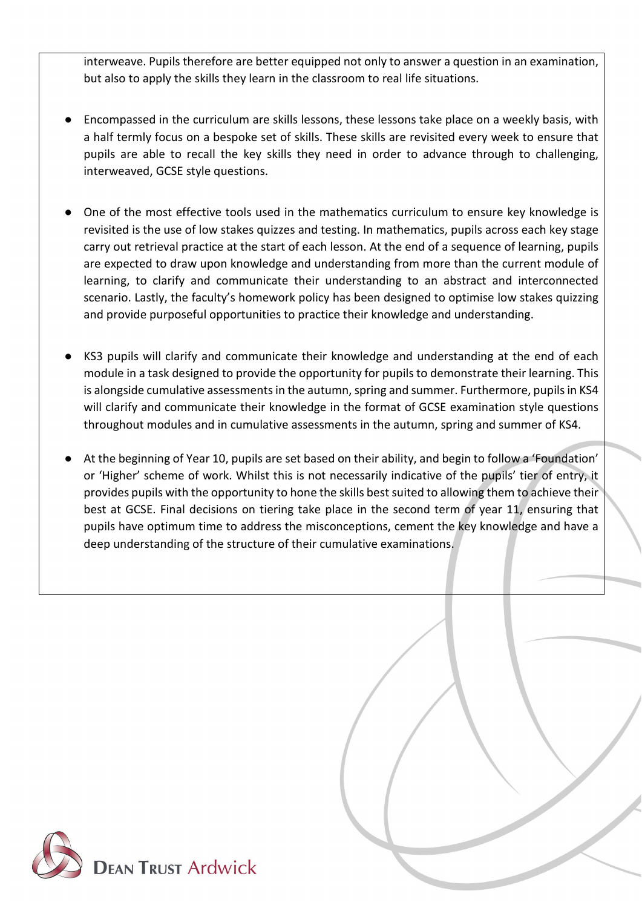interweave. Pupils therefore are better equipped not only to answer a question in an examination, but also to apply the skills they learn in the classroom to real life situations.

- Encompassed in the curriculum are skills lessons, these lessons take place on a weekly basis, with a half termly focus on a bespoke set of skills. These skills are revisited every week to ensure that pupils are able to recall the key skills they need in order to advance through to challenging, interweaved, GCSE style questions.

- One of the most effective tools used in the mathematics curriculum to ensure key knowledge is revisited is the use of low stakes quizzes and testing. In mathematics, pupils across each key stage carry out retrieval practice at the start of each lesson. At the end of a sequence of learning, pupils are expected to draw upon knowledge and understanding from more than the current module of learning, to clarify and communicate their understanding to an abstract and interconnected scenario. Lastly, the faculty's homework policy has been designed to optimise low stakes quizzing and provide purposeful opportunities to practice their knowledge and understanding.

- KS3 pupils will clarify and communicate their knowledge and understanding at the end of each module in a task designed to provide the opportunity for pupils to demonstrate their learning. This is alongside cumulative assessments in the autumn, spring and summer. Furthermore, pupils in KS4 will clarify and communicate their knowledge in the format of GCSE examination style questions throughout modules and in cumulative assessments in the autumn, spring and summer of KS4.

- At the beginning of Year 10, pupils are set based on their ability, and begin to follow a 'Foundation' or 'Higher' scheme of work. Whilst this is not necessarily indicative of the pupils' tier of entry, it provides pupils with the opportunity to hone the skills best suited to allowing them to achieve their best at GCSE. Final decisions on tiering take place in the second term of year 11, ensuring that pupils have optimum time to address the misconceptions, cement the key knowledge and have a deep understanding of the structure of their cumulative examinations.